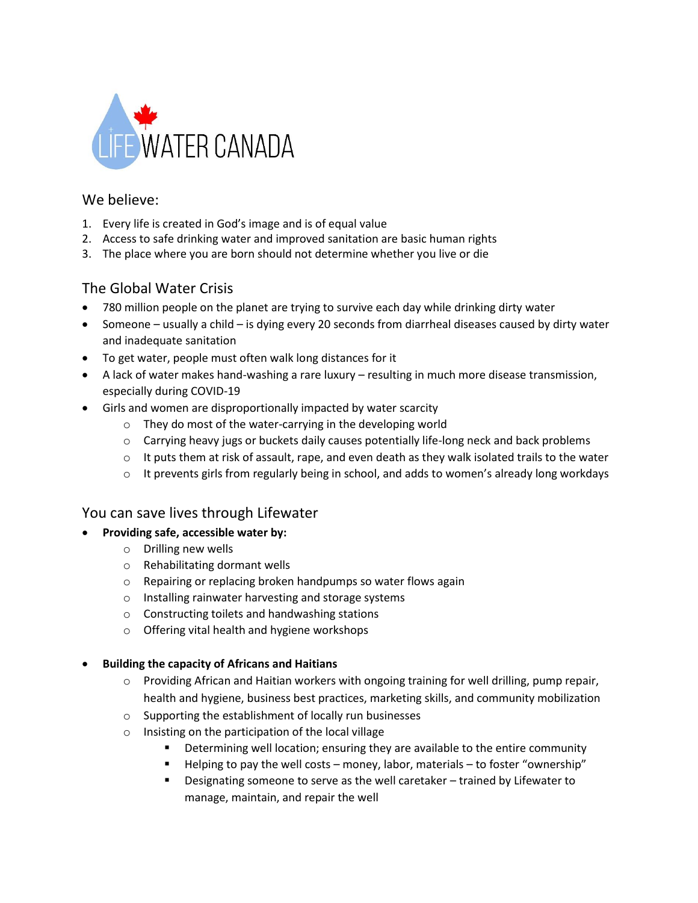LIFE WATER CANADA

## We believe:

1. Every life is created in God's image and is of equal value
2. Access to safe drinking water and improved sanitation are basic human rights
3. The place where you are born should not determine whether you live or die

## The Global Water Crisis

- 780 million people on the planet are trying to survive each day while drinking dirty water
- Someone – usually a child – is dying every 20 seconds from diarrheal diseases caused by dirty water and inadequate sanitation
- To get water, people must often walk long distances for it
- A lack of water makes hand-washing a rare luxury – resulting in much more disease transmission, especially during COVID-19
- Girls and women are disproportionally impacted by water scarcity
  - They do most of the water-carrying in the developing world
  - Carrying heavy jugs or buckets daily causes potentially life-long neck and back problems
  - It puts them at risk of assault, rape, and even death as they walk isolated trails to the water
  - It prevents girls from regularly being in school, and adds to women's already long workdays

## You can save lives through Lifewater

- **Providing safe, accessible water by:**
  - Drilling new wells
  - Rehabilitating dormant wells
  - Repairing or replacing broken handpumps so water flows again
  - Installing rainwater harvesting and storage systems
  - Constructing toilets and handwashing stations
  - Offering vital health and hygiene workshops

- **Building the capacity of Africans and Haitians**
  - Providing African and Haitian workers with ongoing training for well drilling, pump repair, health and hygiene, business best practices, marketing skills, and community mobilization
  - Supporting the establishment of locally run businesses
  - Insisting on the participation of the local village
    - Determining well location; ensuring they are available to the entire community
    - Helping to pay the well costs – money, labor, materials – to foster "ownership"
    - Designating someone to serve as the well caretaker – trained by Lifewater to manage, maintain, and repair the well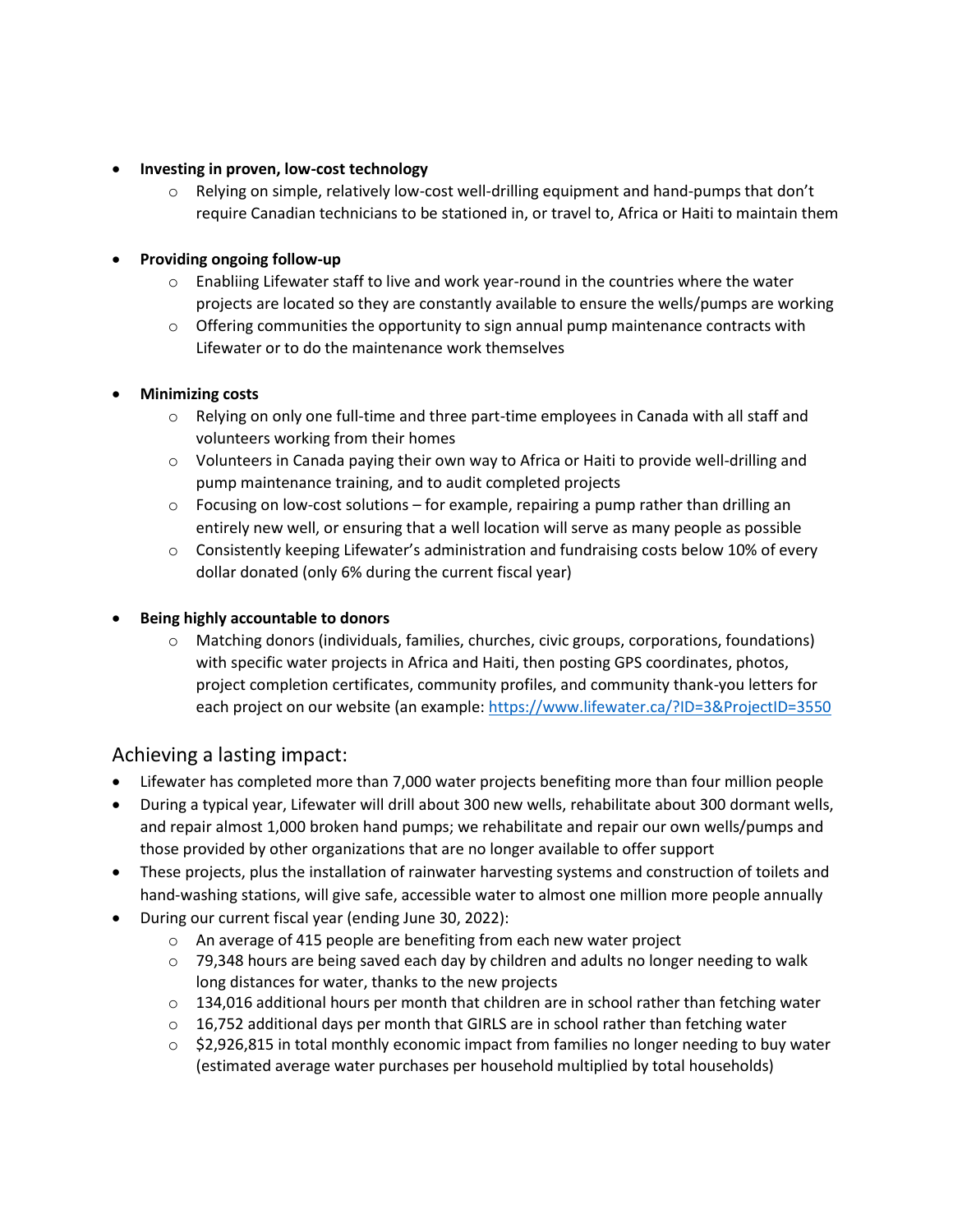- **Investing in proven, low-cost technology**
    - Relying on simple, relatively low-cost well-drilling equipment and hand-pumps that don't require Canadian technicians to be stationed in, or travel to, Africa or Haiti to maintain them

- **Providing ongoing follow-up**
    - Enabliing Lifewater staff to live and work year-round in the countries where the water projects are located so they are constantly available to ensure the wells/pumps are working
    - Offering communities the opportunity to sign annual pump maintenance contracts with Lifewater or to do the maintenance work themselves

- **Minimizing costs**
    - Relying on only one full-time and three part-time employees in Canada with all staff and volunteers working from their homes
    - Volunteers in Canada paying their own way to Africa or Haiti to provide well-drilling and pump maintenance training, and to audit completed projects
    - Focusing on low-cost solutions – for example, repairing a pump rather than drilling an entirely new well, or ensuring that a well location will serve as many people as possible
    - Consistently keeping Lifewater's administration and fundraising costs below 10% of every dollar donated (only 6% during the current fiscal year)

- **Being highly accountable to donors**
    - Matching donors (individuals, families, churches, civic groups, corporations, foundations) with specific water projects in Africa and Haiti, then posting GPS coordinates, photos, project completion certificates, community profiles, and community thank-you letters for each project on our website (an example: https://www.lifewater.ca/?ID=3&ProjectID=3550

## Achieving a lasting impact:

- Lifewater has completed more than 7,000 water projects benefiting more than four million people
- During a typical year, Lifewater will drill about 300 new wells, rehabilitate about 300 dormant wells, and repair almost 1,000 broken hand pumps; we rehabilitate and repair our own wells/pumps and those provided by other organizations that are no longer available to offer support
- These projects, plus the installation of rainwater harvesting systems and construction of toilets and hand-washing stations, will give safe, accessible water to almost one million more people annually
- During our current fiscal year (ending June 30, 2022):
    - An average of 415 people are benefiting from each new water project
    - 79,348 hours are being saved each day by children and adults no longer needing to walk long distances for water, thanks to the new projects
    - 134,016 additional hours per month that children are in school rather than fetching water
    - 16,752 additional days per month that GIRLS are in school rather than fetching water
    - $2,926,815 in total monthly economic impact from families no longer needing to buy water (estimated average water purchases per household multiplied by total households)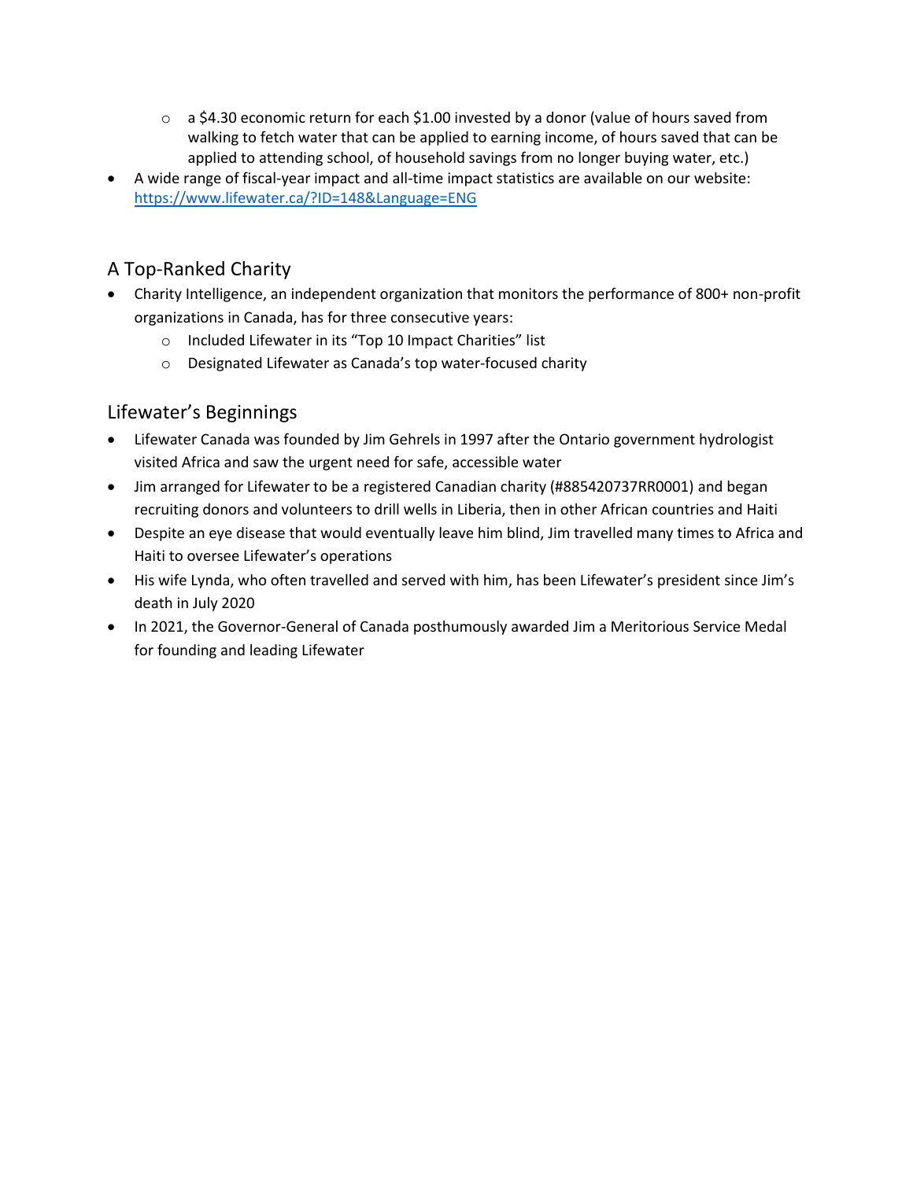- a $4.30 economic return for each $1.00 invested by a donor (value of hours saved from walking to fetch water that can be applied to earning income, of hours saved that can be applied to attending school, of household savings from no longer buying water, etc.)
- A wide range of fiscal-year impact and all-time impact statistics are available on our website: https://www.lifewater.ca/?ID=148&Language=ENG

## A Top-Ranked Charity

- Charity Intelligence, an independent organization that monitors the performance of 800+ non-profit organizations in Canada, has for three consecutive years:
  - Included Lifewater in its "Top 10 Impact Charities" list
  - Designated Lifewater as Canada's top water-focused charity

## Lifewater's Beginnings

- Lifewater Canada was founded by Jim Gehrels in 1997 after the Ontario government hydrologist visited Africa and saw the urgent need for safe, accessible water
- Jim arranged for Lifewater to be a registered Canadian charity (#885420737RR0001) and began recruiting donors and volunteers to drill wells in Liberia, then in other African countries and Haiti
- Despite an eye disease that would eventually leave him blind, Jim travelled many times to Africa and Haiti to oversee Lifewater's operations
- His wife Lynda, who often travelled and served with him, has been Lifewater's president since Jim's death in July 2020
- In 2021, the Governor-General of Canada posthumously awarded Jim a Meritorious Service Medal for founding and leading Lifewater